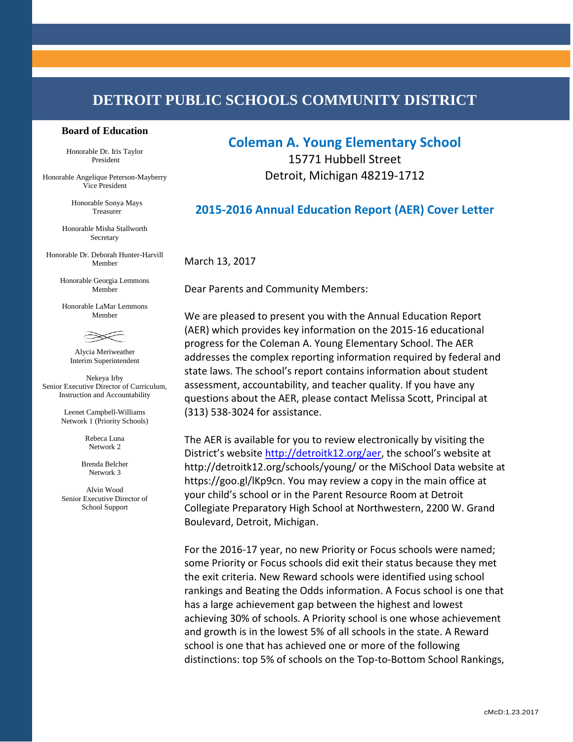# DETROIT PUBLIC SCHOOLS COMMUNITY DISTRICT

**Board of Education**

Honorable Dr. Iris Taylor
President

Honorable Angelique Peterson-Mayberry
Vice President

Honorable Sonya Mays
Treasurer

Honorable Misha Stallworth
Secretary

Honorable Dr. Deborah Hunter-Harvill
Member

Honorable Georgia Lemmons
Member

Honorable LaMar Lemmons
Member

Alycia Meriweather
Interim Superintendent

Nekeya Irby
Senior Executive Director of Curriculum, Instruction and Accountability

Leenet Campbell-Williams
Network 1 (Priority Schools)

Rebeca Luna
Network 2

Brenda Belcher
Network 3

Alvin Wood
Senior Executive Director of School Support

## Coleman A. Young Elementary School

15771 Hubbell Street
Detroit, Michigan 48219-1712

## 2015-2016 Annual Education Report (AER) Cover Letter

March 13, 2017

Dear Parents and Community Members:

We are pleased to present you with the Annual Education Report (AER) which provides key information on the 2015-16 educational progress for the Coleman A. Young Elementary School. The AER addresses the complex reporting information required by federal and state laws. The school's report contains information about student assessment, accountability, and teacher quality. If you have any questions about the AER, please contact Melissa Scott, Principal at (313) 538-3024 for assistance.

The AER is available for you to review electronically by visiting the District's website http://detroitk12.org/aer, the school's website at http://detroitk12.org/schools/young/ or the MiSchool Data website at https://goo.gl/lKp9cn. You may review a copy in the main office at your child's school or in the Parent Resource Room at Detroit Collegiate Preparatory High School at Northwestern, 2200 W. Grand Boulevard, Detroit, Michigan.

For the 2016-17 year, no new Priority or Focus schools were named; some Priority or Focus schools did exit their status because they met the exit criteria. New Reward schools were identified using school rankings and Beating the Odds information. A Focus school is one that has a large achievement gap between the highest and lowest achieving 30% of schools. A Priority school is one whose achievement and growth is in the lowest 5% of all schools in the state. A Reward school is one that has achieved one or more of the following distinctions: top 5% of schools on the Top-to-Bottom School Rankings,

cMcD:1.23.2017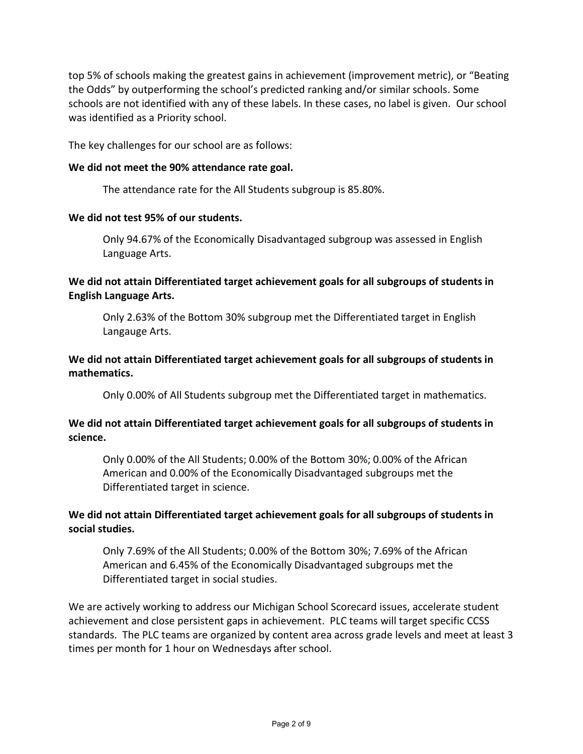top 5% of schools making the greatest gains in achievement (improvement metric), or "Beating the Odds" by outperforming the school's predicted ranking and/or similar schools. Some schools are not identified with any of these labels. In these cases, no label is given. Our school was identified as a Priority school.

The key challenges for our school are as follows:

**We did not meet the 90% attendance rate goal.**

> The attendance rate for the All Students subgroup is 85.80%.

**We did not test 95% of our students.**

> Only 94.67% of the Economically Disadvantaged subgroup was assessed in English Language Arts.

**We did not attain Differentiated target achievement goals for all subgroups of students in English Language Arts.**

> Only 2.63% of the Bottom 30% subgroup met the Differentiated target in English Langauge Arts.

**We did not attain Differentiated target achievement goals for all subgroups of students in mathematics.**

> Only 0.00% of All Students subgroup met the Differentiated target in mathematics.

**We did not attain Differentiated target achievement goals for all subgroups of students in science.**

> Only 0.00% of the All Students; 0.00% of the Bottom 30%; 0.00% of the African American and 0.00% of the Economically Disadvantaged subgroups met the Differentiated target in science.

**We did not attain Differentiated target achievement goals for all subgroups of students in social studies.**

> Only 7.69% of the All Students; 0.00% of the Bottom 30%; 7.69% of the African American and 6.45% of the Economically Disadvantaged subgroups met the Differentiated target in social studies.

We are actively working to address our Michigan School Scorecard issues, accelerate student achievement and close persistent gaps in achievement. PLC teams will target specific CCSS standards. The PLC teams are organized by content area across grade levels and meet at least 3 times per month for 1 hour on Wednesdays after school.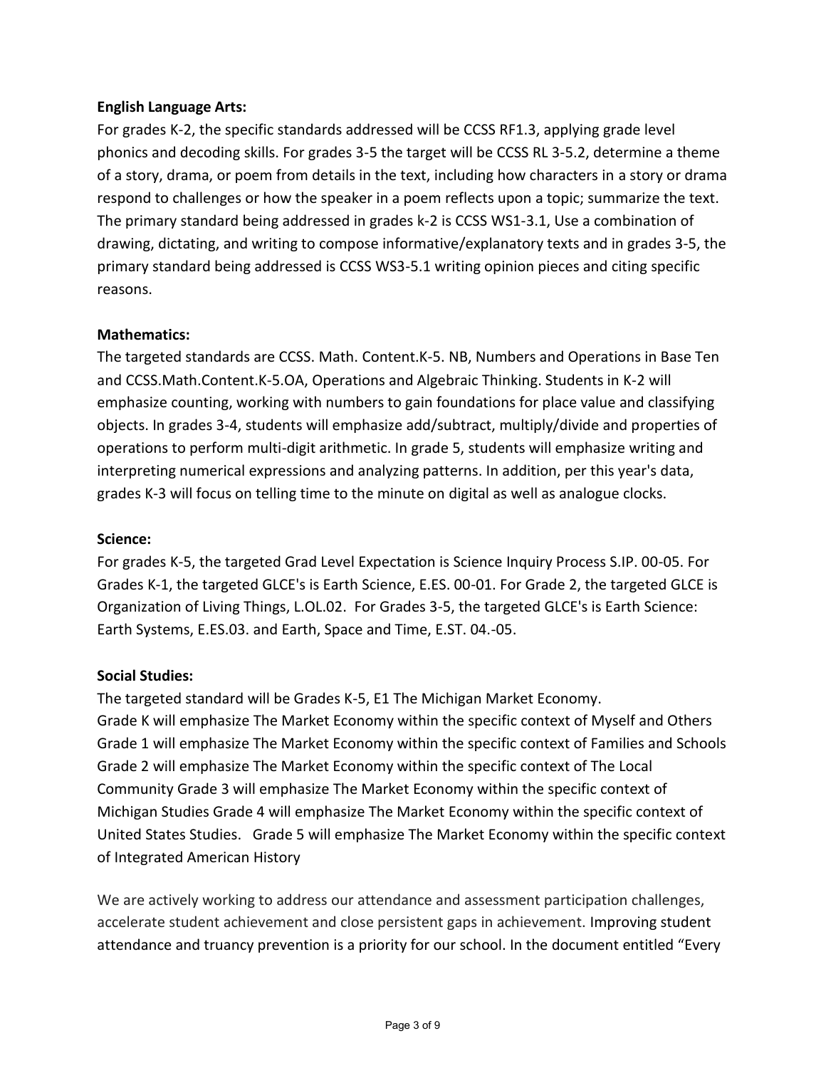**English Language Arts:**

For grades K-2, the specific standards addressed will be CCSS RF1.3, applying grade level phonics and decoding skills. For grades 3-5 the target will be CCSS RL 3-5.2, determine a theme of a story, drama, or poem from details in the text, including how characters in a story or drama respond to challenges or how the speaker in a poem reflects upon a topic; summarize the text. The primary standard being addressed in grades k-2 is CCSS WS1-3.1, Use a combination of drawing, dictating, and writing to compose informative/explanatory texts and in grades 3-5, the primary standard being addressed is CCSS WS3-5.1 writing opinion pieces and citing specific reasons.

**Mathematics:**

The targeted standards are CCSS. Math. Content.K-5. NB, Numbers and Operations in Base Ten and CCSS.Math.Content.K-5.OA, Operations and Algebraic Thinking. Students in K-2 will emphasize counting, working with numbers to gain foundations for place value and classifying objects. In grades 3-4, students will emphasize add/subtract, multiply/divide and properties of operations to perform multi-digit arithmetic. In grade 5, students will emphasize writing and interpreting numerical expressions and analyzing patterns. In addition, per this year's data, grades K-3 will focus on telling time to the minute on digital as well as analogue clocks.

**Science:**

For grades K-5, the targeted Grad Level Expectation is Science Inquiry Process S.IP. 00-05. For Grades K-1, the targeted GLCE's is Earth Science, E.ES. 00-01. For Grade 2, the targeted GLCE is Organization of Living Things, L.OL.02. For Grades 3-5, the targeted GLCE's is Earth Science: Earth Systems, E.ES.03. and Earth, Space and Time, E.ST. 04.-05.

**Social Studies:**

The targeted standard will be Grades K-5, E1 The Michigan Market Economy.
Grade K will emphasize The Market Economy within the specific context of Myself and Others
Grade 1 will emphasize The Market Economy within the specific context of Families and Schools
Grade 2 will emphasize The Market Economy within the specific context of The Local Community Grade 3 will emphasize The Market Economy within the specific context of Michigan Studies Grade 4 will emphasize The Market Economy within the specific context of United States Studies. Grade 5 will emphasize The Market Economy within the specific context of Integrated American History

We are actively working to address our attendance and assessment participation challenges, accelerate student achievement and close persistent gaps in achievement. Improving student attendance and truancy prevention is a priority for our school. In the document entitled "Every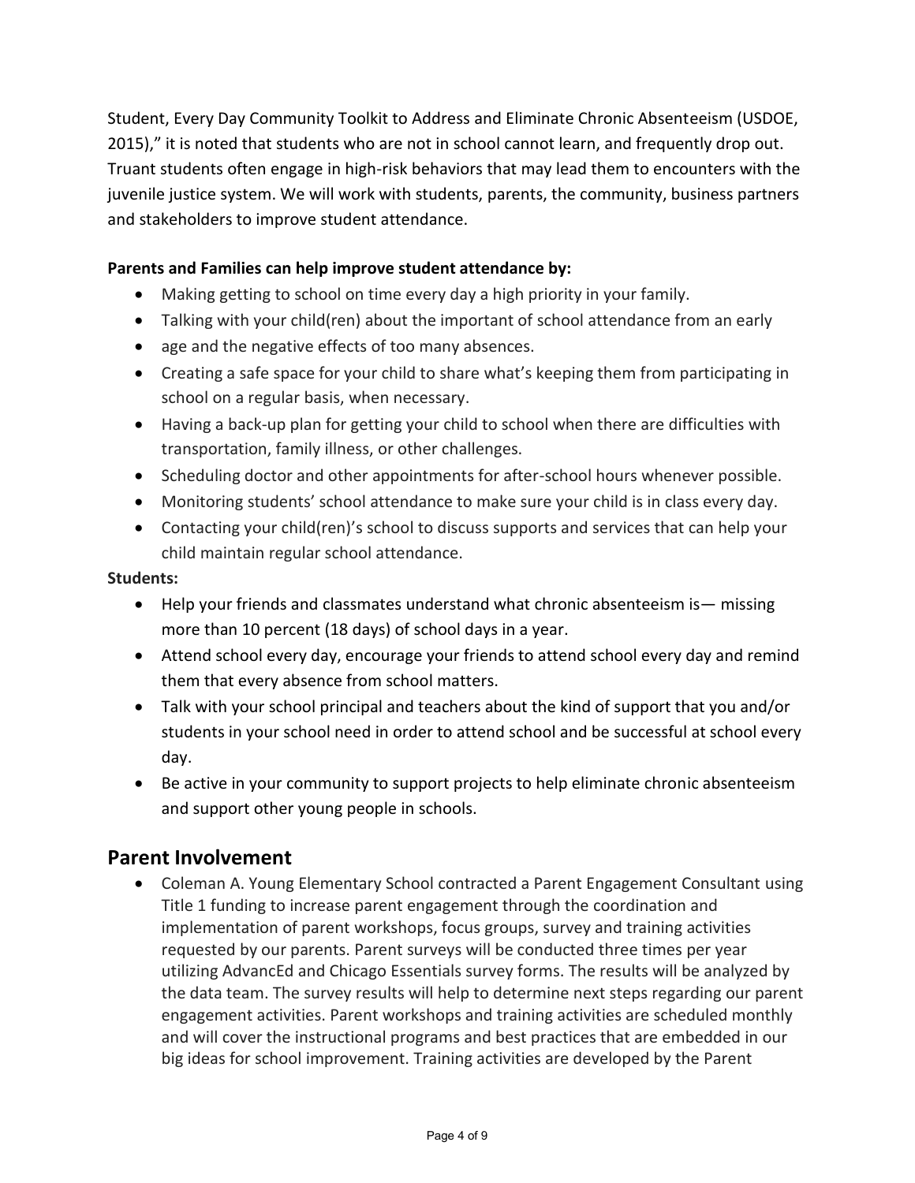Student, Every Day Community Toolkit to Address and Eliminate Chronic Absenteeism (USDOE, 2015)," it is noted that students who are not in school cannot learn, and frequently drop out. Truant students often engage in high-risk behaviors that may lead them to encounters with the juvenile justice system. We will work with students, parents, the community, business partners and stakeholders to improve student attendance.

**Parents and Families can help improve student attendance by:**

- Making getting to school on time every day a high priority in your family.
- Talking with your child(ren) about the important of school attendance from an early
- age and the negative effects of too many absences.
- Creating a safe space for your child to share what's keeping them from participating in school on a regular basis, when necessary.
- Having a back-up plan for getting your child to school when there are difficulties with transportation, family illness, or other challenges.
- Scheduling doctor and other appointments for after-school hours whenever possible.
- Monitoring students' school attendance to make sure your child is in class every day.
- Contacting your child(ren)'s school to discuss supports and services that can help your child maintain regular school attendance.

**Students:**

- Help your friends and classmates understand what chronic absenteeism is— missing more than 10 percent (18 days) of school days in a year.
- Attend school every day, encourage your friends to attend school every day and remind them that every absence from school matters.
- Talk with your school principal and teachers about the kind of support that you and/or students in your school need in order to attend school and be successful at school every day.
- Be active in your community to support projects to help eliminate chronic absenteeism and support other young people in schools.

## Parent Involvement

- Coleman A. Young Elementary School contracted a Parent Engagement Consultant using Title 1 funding to increase parent engagement through the coordination and implementation of parent workshops, focus groups, survey and training activities requested by our parents. Parent surveys will be conducted three times per year utilizing AdvancEd and Chicago Essentials survey forms. The results will be analyzed by the data team. The survey results will help to determine next steps regarding our parent engagement activities. Parent workshops and training activities are scheduled monthly and will cover the instructional programs and best practices that are embedded in our big ideas for school improvement. Training activities are developed by the Parent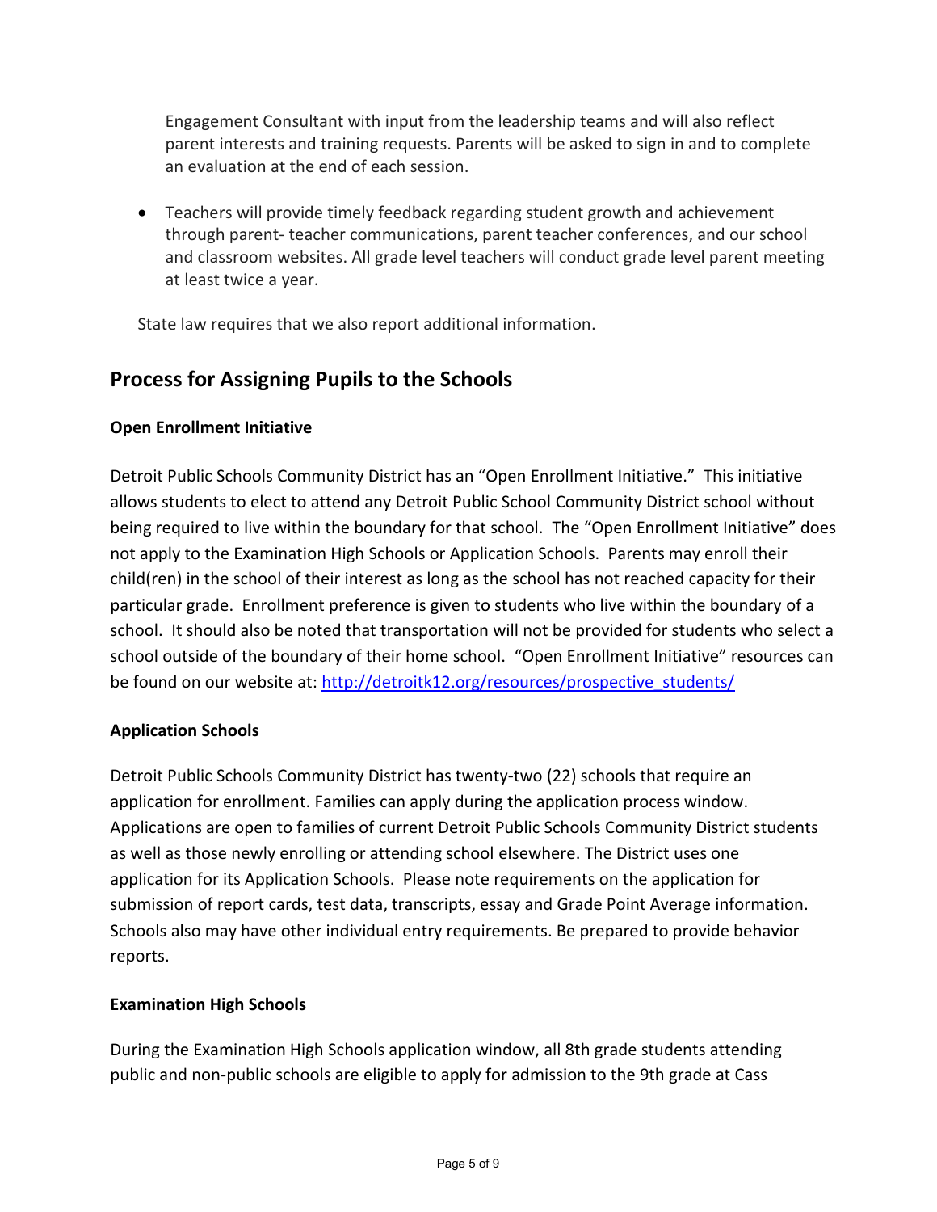Engagement Consultant with input from the leadership teams and will also reflect parent interests and training requests. Parents will be asked to sign in and to complete an evaluation at the end of each session.

- Teachers will provide timely feedback regarding student growth and achievement through parent- teacher communications, parent teacher conferences, and our school and classroom websites. All grade level teachers will conduct grade level parent meeting at least twice a year.

State law requires that we also report additional information.

## Process for Assigning Pupils to the Schools

**Open Enrollment Initiative**

Detroit Public Schools Community District has an "Open Enrollment Initiative." This initiative allows students to elect to attend any Detroit Public School Community District school without being required to live within the boundary for that school. The "Open Enrollment Initiative" does not apply to the Examination High Schools or Application Schools. Parents may enroll their child(ren) in the school of their interest as long as the school has not reached capacity for their particular grade. Enrollment preference is given to students who live within the boundary of a school. It should also be noted that transportation will not be provided for students who select a school outside of the boundary of their home school. "Open Enrollment Initiative" resources can be found on our website at: [http://detroitk12.org/resources/prospective_students/](http://detroitk12.org/resources/prospective_students/)

**Application Schools**

Detroit Public Schools Community District has twenty-two (22) schools that require an application for enrollment. Families can apply during the application process window. Applications are open to families of current Detroit Public Schools Community District students as well as those newly enrolling or attending school elsewhere. The District uses one application for its Application Schools. Please note requirements on the application for submission of report cards, test data, transcripts, essay and Grade Point Average information. Schools also may have other individual entry requirements. Be prepared to provide behavior reports.

**Examination High Schools**

During the Examination High Schools application window, all 8th grade students attending public and non-public schools are eligible to apply for admission to the 9th grade at Cass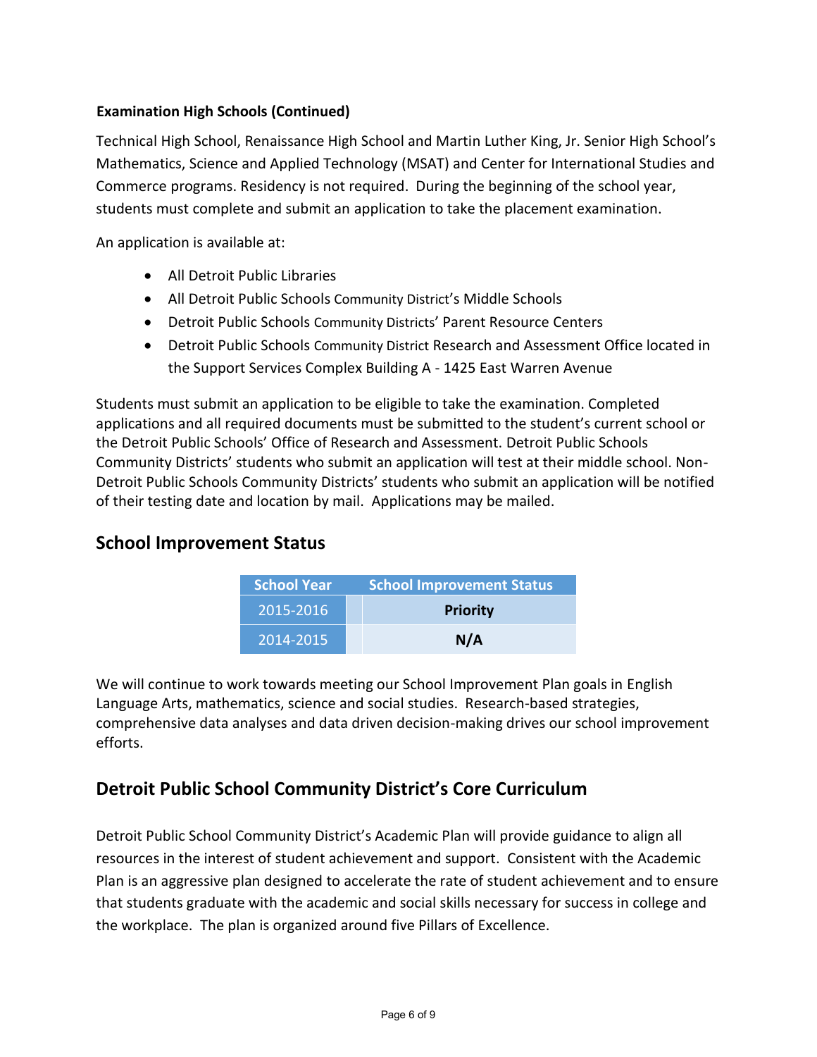**Examination High Schools (Continued)**

Technical High School, Renaissance High School and Martin Luther King, Jr. Senior High School's Mathematics, Science and Applied Technology (MSAT) and Center for International Studies and Commerce programs. Residency is not required. During the beginning of the school year, students must complete and submit an application to take the placement examination.

An application is available at:

- All Detroit Public Libraries
- All Detroit Public Schools Community District's Middle Schools
- Detroit Public Schools Community Districts' Parent Resource Centers
- Detroit Public Schools Community District Research and Assessment Office located in the Support Services Complex Building A - 1425 East Warren Avenue

Students must submit an application to be eligible to take the examination. Completed applications and all required documents must be submitted to the student's current school or the Detroit Public Schools' Office of Research and Assessment. Detroit Public Schools Community Districts' students who submit an application will test at their middle school. Non-Detroit Public Schools Community Districts' students who submit an application will be notified of their testing date and location by mail. Applications may be mailed.

## School Improvement Status

| School Year | School Improvement Status |
|---|---|
| 2015-2016 | **Priority** |
| 2014-2015 | **N/A** |

We will continue to work towards meeting our School Improvement Plan goals in English Language Arts, mathematics, science and social studies. Research-based strategies, comprehensive data analyses and data driven decision-making drives our school improvement efforts.

## Detroit Public School Community District's Core Curriculum

Detroit Public School Community District's Academic Plan will provide guidance to align all resources in the interest of student achievement and support. Consistent with the Academic Plan is an aggressive plan designed to accelerate the rate of student achievement and to ensure that students graduate with the academic and social skills necessary for success in college and the workplace. The plan is organized around five Pillars of Excellence.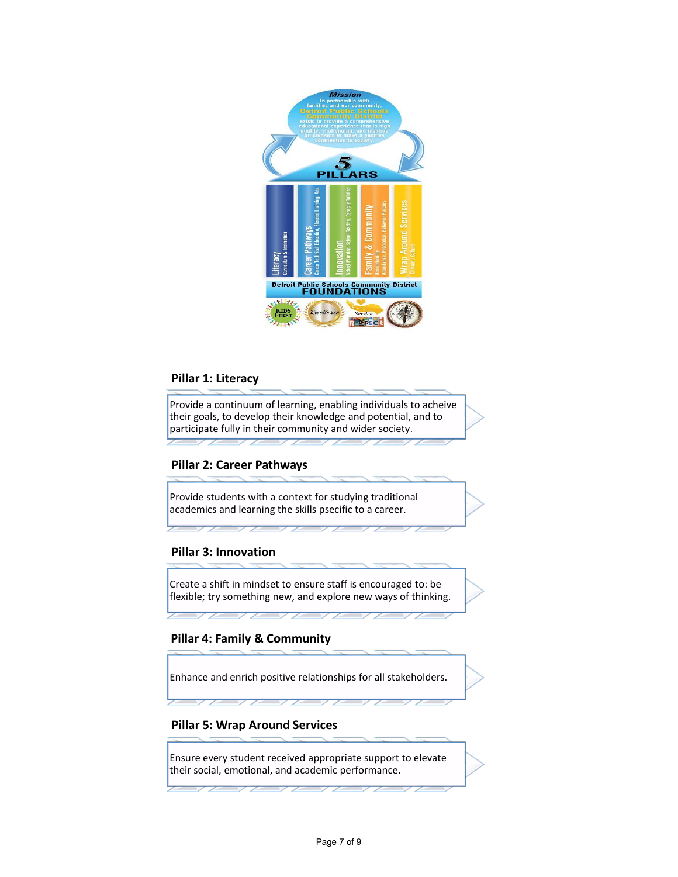## Pillar 1: Literacy

Provide a continuum of learning, enabling individuals to acheive their goals, to develop their knowledge and potential, and to participate fully in their community and wider society.

## Pillar 2: Career Pathways

Provide students with a context for studying traditional academics and learning the skills psecific to a career.

## Pillar 3: Innovation

Create a shift in mindset to ensure staff is encouraged to: be flexible; try something new, and explore new ways of thinking.

## Pillar 4: Family & Community

Enhance and enrich positive relationships for all stakeholders.

## Pillar 5: Wrap Around Services

Ensure every student received appropriate support to elevate their social, emotional, and academic performance.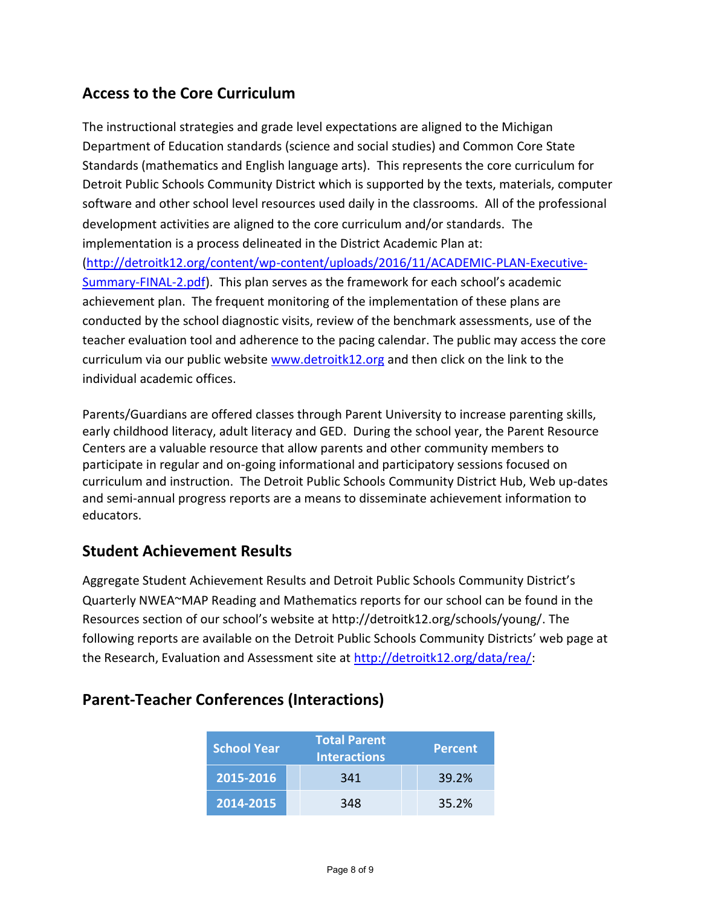## Access to the Core Curriculum

The instructional strategies and grade level expectations are aligned to the Michigan Department of Education standards (science and social studies) and Common Core State Standards (mathematics and English language arts). This represents the core curriculum for Detroit Public Schools Community District which is supported by the texts, materials, computer software and other school level resources used daily in the classrooms. All of the professional development activities are aligned to the core curriculum and/or standards. The implementation is a process delineated in the District Academic Plan at: (http://detroitk12.org/content/wp-content/uploads/2016/11/ACADEMIC-PLAN-Executive-Summary-FINAL-2.pdf). This plan serves as the framework for each school's academic achievement plan. The frequent monitoring of the implementation of these plans are conducted by the school diagnostic visits, review of the benchmark assessments, use of the teacher evaluation tool and adherence to the pacing calendar. The public may access the core curriculum via our public website www.detroitk12.org and then click on the link to the individual academic offices.

Parents/Guardians are offered classes through Parent University to increase parenting skills, early childhood literacy, adult literacy and GED. During the school year, the Parent Resource Centers are a valuable resource that allow parents and other community members to participate in regular and on-going informational and participatory sessions focused on curriculum and instruction. The Detroit Public Schools Community District Hub, Web up-dates and semi-annual progress reports are a means to disseminate achievement information to educators.

## Student Achievement Results

Aggregate Student Achievement Results and Detroit Public Schools Community District's Quarterly NWEA~MAP Reading and Mathematics reports for our school can be found in the Resources section of our school's website at http://detroitk12.org/schools/young/. The following reports are available on the Detroit Public Schools Community Districts' web page at the Research, Evaluation and Assessment site at http://detroitk12.org/data/rea/:

## Parent-Teacher Conferences (Interactions)

| School Year | Total Parent Interactions | Percent |
|---|---|---|
| 2015-2016 | 341 | 39.2% |
| 2014-2015 | 348 | 35.2% |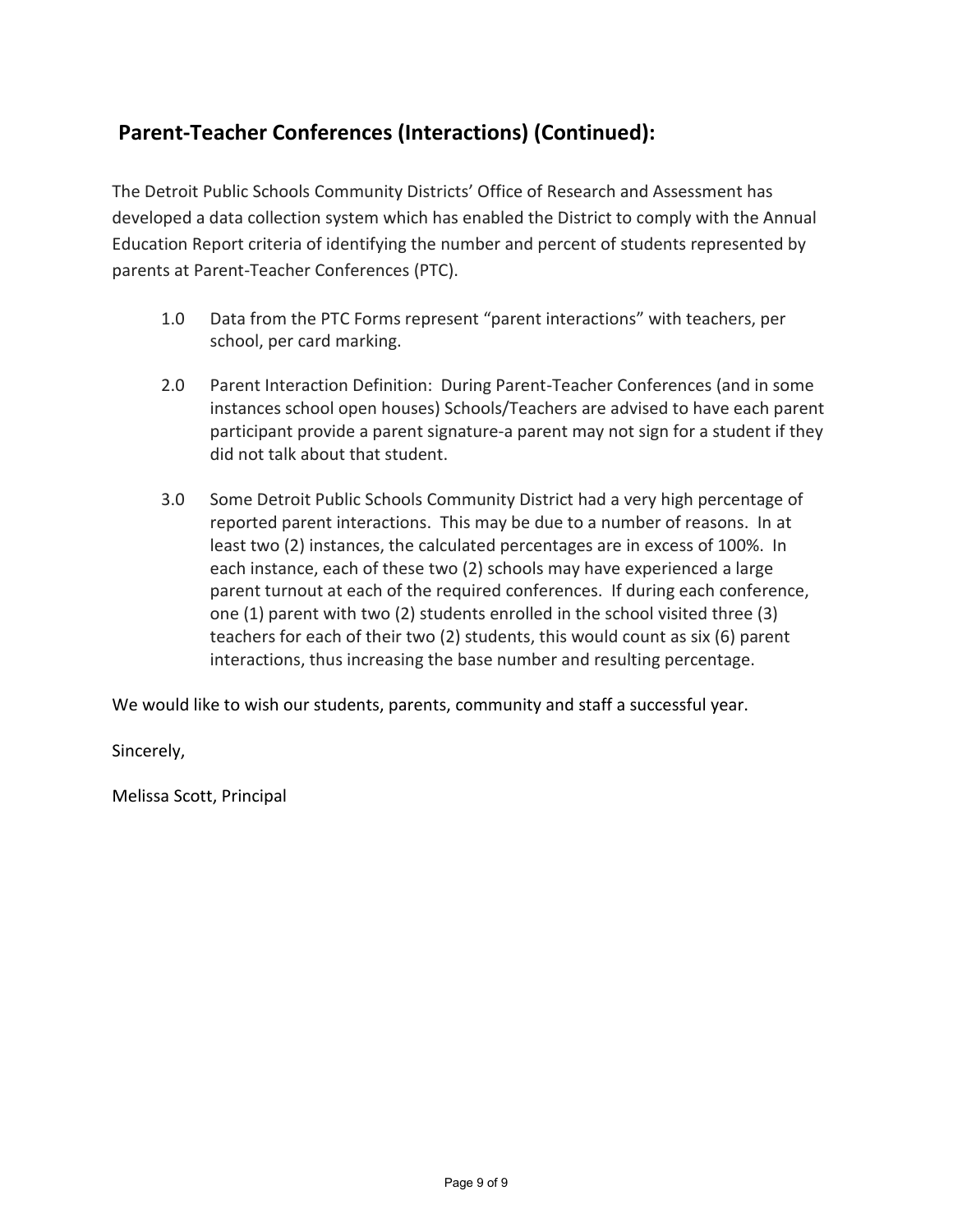## Parent-Teacher Conferences (Interactions) (Continued):

The Detroit Public Schools Community Districts' Office of Research and Assessment has developed a data collection system which has enabled the District to comply with the Annual Education Report criteria of identifying the number and percent of students represented by parents at Parent-Teacher Conferences (PTC).

1.0 Data from the PTC Forms represent "parent interactions" with teachers, per school, per card marking.

2.0 Parent Interaction Definition: During Parent-Teacher Conferences (and in some instances school open houses) Schools/Teachers are advised to have each parent participant provide a parent signature-a parent may not sign for a student if they did not talk about that student.

3.0 Some Detroit Public Schools Community District had a very high percentage of reported parent interactions. This may be due to a number of reasons. In at least two (2) instances, the calculated percentages are in excess of 100%. In each instance, each of these two (2) schools may have experienced a large parent turnout at each of the required conferences. If during each conference, one (1) parent with two (2) students enrolled in the school visited three (3) teachers for each of their two (2) students, this would count as six (6) parent interactions, thus increasing the base number and resulting percentage.

We would like to wish our students, parents, community and staff a successful year.

Sincerely,

Melissa Scott, Principal